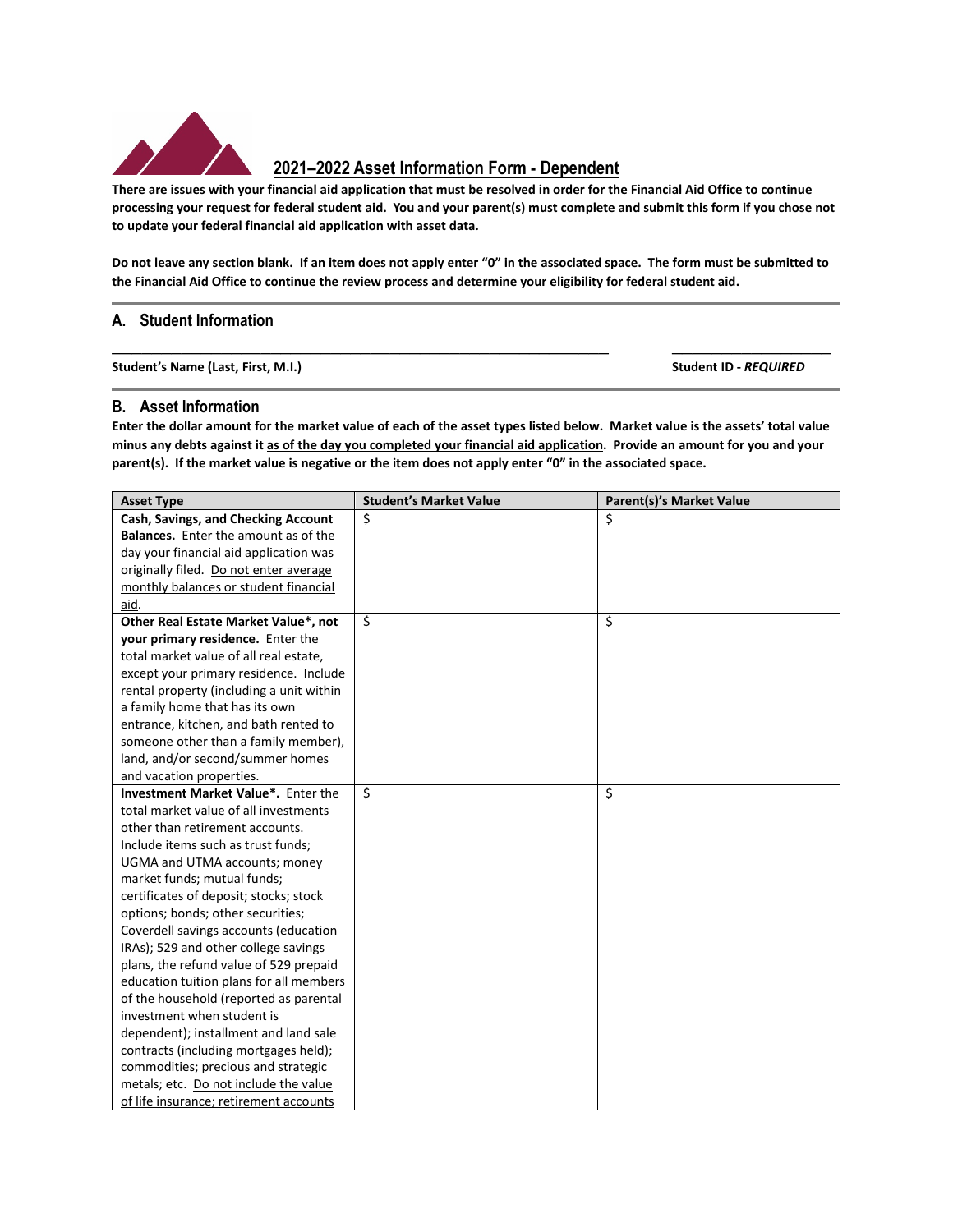## 2021–2022 Asset Information Form - Dependent

**There are issues with your financial aid application that must be resolved in order for the Financial Aid Office to continue processing your request for federal student aid. You and your parent(s) must complete and submit this form if you chose not to update your federal financial aid application with asset data.**

**Do not leave any section blank. If an item does not apply enter "0" in the associated space. The form must be submitted to the Financial Aid Office to continue the review process and determine your eligibility for federal student aid.**

### A. Student Information

**Student's Name (Last, First, M.I.)** _______________________________________________

**Student ID - *REQUIRED*** ____________________

### B. Asset Information

**Enter the dollar amount for the market value of each of the asset types listed below. Market value is the assets' total value minus any debts against it as of the day you completed your financial aid application. Provide an amount for you and your parent(s). If the market value is negative or the item does not apply enter "0" in the associated space.**

| Asset Type | Student's Market Value | Parent(s)'s Market Value |
|---|---|---|
| **Cash, Savings, and Checking Account Balances.** Enter the amount as of the day your financial aid application was originally filed. Do not enter average monthly balances or student financial aid. | $ | $ |
| **Other Real Estate Market Value\*, not your primary residence.** Enter the total market value of all real estate, except your primary residence. Include rental property (including a unit within a family home that has its own entrance, kitchen, and bath rented to someone other than a family member), land, and/or second/summer homes and vacation properties. | $ | $ |
| **Investment Market Value\*.** Enter the total market value of all investments other than retirement accounts. Include items such as trust funds; UGMA and UTMA accounts; money market funds; mutual funds; certificates of deposit; stocks; stock options; bonds; other securities; Coverdell savings accounts (education IRAs); 529 and other college savings plans, the refund value of 529 prepaid education tuition plans for all members of the household (reported as parental investment when student is dependent); installment and land sale contracts (including mortgages held); commodities; precious and strategic metals; etc. Do not include the value of life insurance; retirement accounts | $ | $ |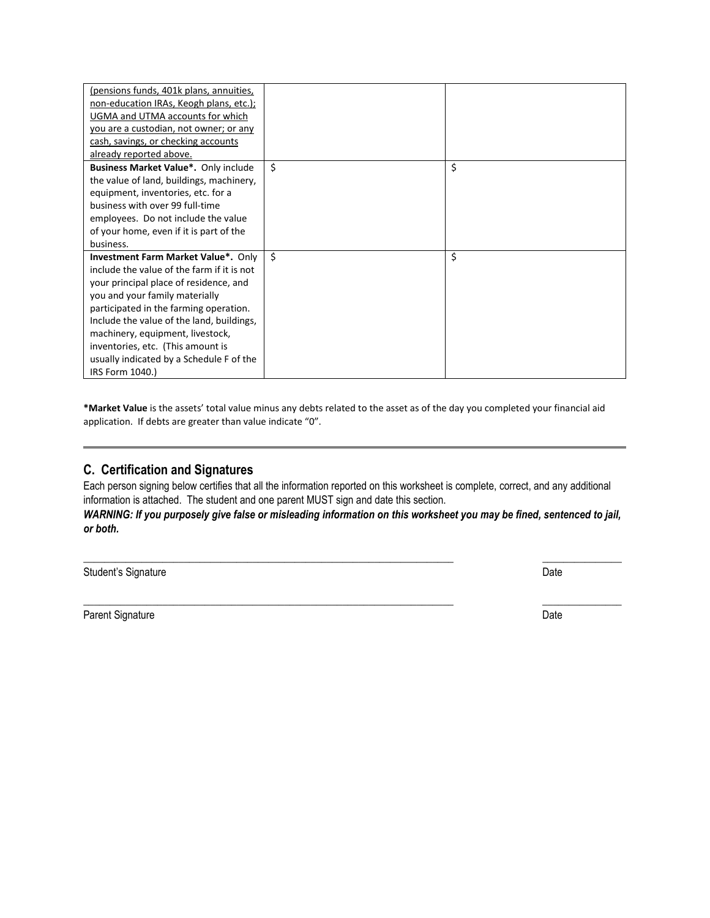| | | |
|---|---|---|
| <u>(pensions funds, 401k plans, annuities, non-education IRAs, Keogh plans, etc.); UGMA and UTMA accounts for which you are a custodian, not owner; or any cash, savings, or checking accounts already reported above.</u> | | |
| **Business Market Value*.** Only include the value of land, buildings, machinery, equipment, inventories, etc. for a business with over 99 full-time employees. Do not include the value of your home, even if it is part of the business. | $ | $ |
| **Investment Farm Market Value*.** Only include the value of the farm if it is not your principal place of residence, and you and your family materially participated in the farming operation. Include the value of the land, buildings, machinery, equipment, livestock, inventories, etc. (This amount is usually indicated by a Schedule F of the IRS Form 1040.) | $ | $ |

***Market Value** is the assets' total value minus any debts related to the asset as of the day you completed your financial aid application. If debts are greater than value indicate "0".

---

## C. Certification and Signatures

Each person signing below certifies that all the information reported on this worksheet is complete, correct, and any additional information is attached. The student and one parent MUST sign and date this section.

***WARNING: If you purposely give false or misleading information on this worksheet you may be fined, sentenced to jail, or both.***

\_\_\_\_\_\_\_\_\_\_\_\_\_\_\_\_\_\_\_\_\_\_\_\_\_\_\_\_\_\_\_\_\_\_\_\_\_\_\_\_\_\_\_\_\_\_\_\_\_\_\_\_\_\_\_\_\_\_\_\_ \_\_\_\_\_\_\_\_\_\_\_\_\_\_

Student's Signature Date

\_\_\_\_\_\_\_\_\_\_\_\_\_\_\_\_\_\_\_\_\_\_\_\_\_\_\_\_\_\_\_\_\_\_\_\_\_\_\_\_\_\_\_\_\_\_\_\_\_\_\_\_\_\_\_\_\_\_\_\_ \_\_\_\_\_\_\_\_\_\_\_\_\_\_

Parent Signature Date